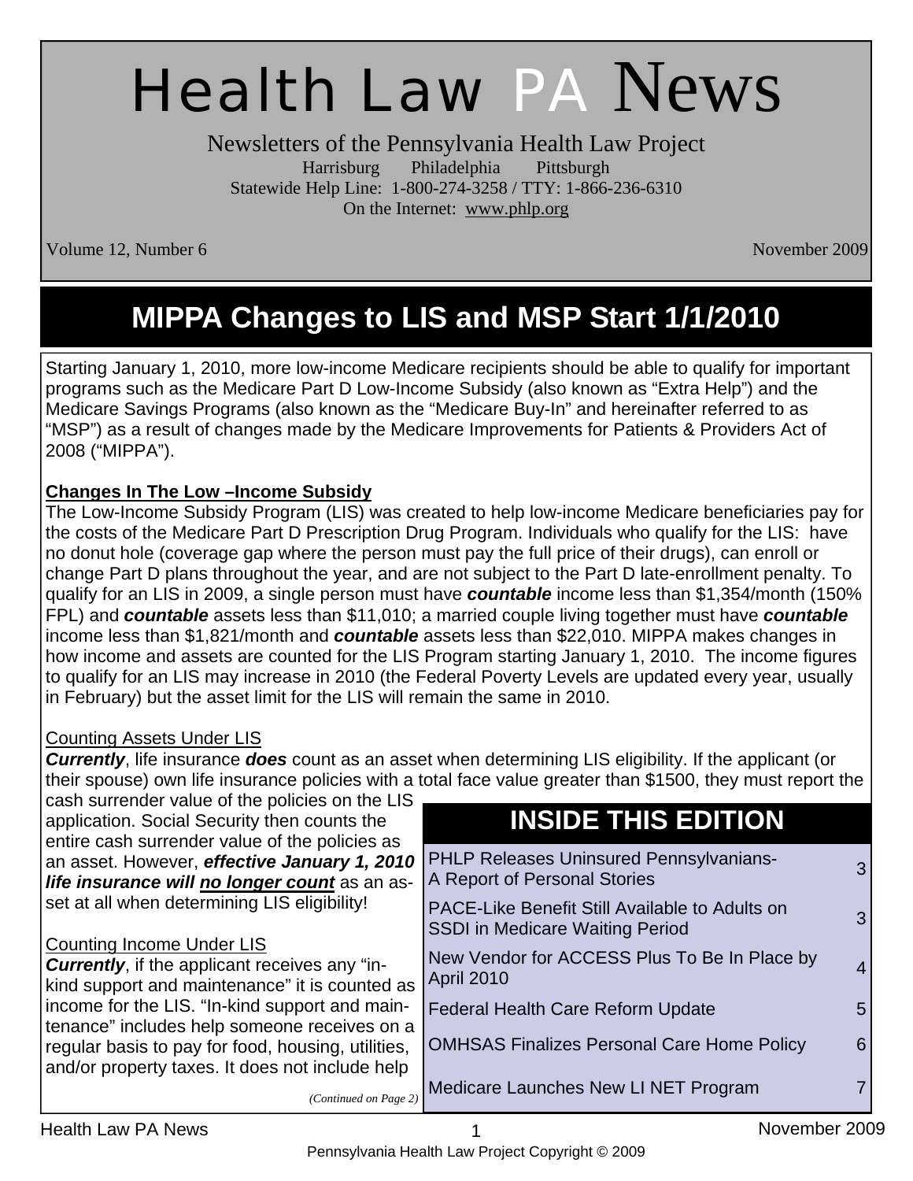# Health Law PA News

Newsletters of the Pennsylvania Health Law Project

Harrisburg Philadelphia Pittsburgh

Statewide Help Line: 1-800-274-3258 / TTY: 1-866-236-6310

On the Internet: www.phlp.org

Volume 12, Number 6 November 2009

## MIPPA Changes to LIS and MSP Start 1/1/2010

Starting January 1, 2010, more low-income Medicare recipients should be able to qualify for important programs such as the Medicare Part D Low-Income Subsidy (also known as "Extra Help") and the Medicare Savings Programs (also known as the "Medicare Buy-In" and hereinafter referred to as "MSP") as a result of changes made by the Medicare Improvements for Patients & Providers Act of 2008 ("MIPPA").

**Changes In The Low –Income Subsidy**

The Low-Income Subsidy Program (LIS) was created to help low-income Medicare beneficiaries pay for the costs of the Medicare Part D Prescription Drug Program. Individuals who qualify for the LIS: have no donut hole (coverage gap where the person must pay the full price of their drugs), can enroll or change Part D plans throughout the year, and are not subject to the Part D late-enrollment penalty. To qualify for an LIS in 2009, a single person must have ***countable*** income less than $1,354/month (150% FPL) and ***countable*** assets less than $11,010; a married couple living together must have ***countable*** income less than $1,821/month and ***countable*** assets less than $22,010. MIPPA makes changes in how income and assets are counted for the LIS Program starting January 1, 2010. The income figures to qualify for an LIS may increase in 2010 (the Federal Poverty Levels are updated every year, usually in February) but the asset limit for the LIS will remain the same in 2010.

Counting Assets Under LIS

***Currently***, life insurance ***does*** count as an asset when determining LIS eligibility. If the applicant (or their spouse) own life insurance policies with a total face value greater than $1500, they must report the cash surrender value of the policies on the LIS application. Social Security then counts the entire cash surrender value of the policies as an asset. However, ***effective January 1, 2010 life insurance will no longer count*** as an asset at all when determining LIS eligibility!

Counting Income Under LIS

***Currently***, if the applicant receives any "in-kind support and maintenance" it is counted as income for the LIS. "In-kind support and maintenance" includes help someone receives on a regular basis to pay for food, housing, utilities, and/or property taxes. It does not include help

*(Continued on Page 2)*

### INSIDE THIS EDITION

| Article | Page |
|---|---|
| PHLP Releases Uninsured Pennsylvanians- A Report of Personal Stories | 3 |
| PACE-Like Benefit Still Available to Adults on SSDI in Medicare Waiting Period | 3 |
| New Vendor for ACCESS Plus To Be In Place by April 2010 | 4 |
| Federal Health Care Reform Update | 5 |
| OMHSAS Finalizes Personal Care Home Policy | 6 |
| Medicare Launches New LI NET Program | 7 |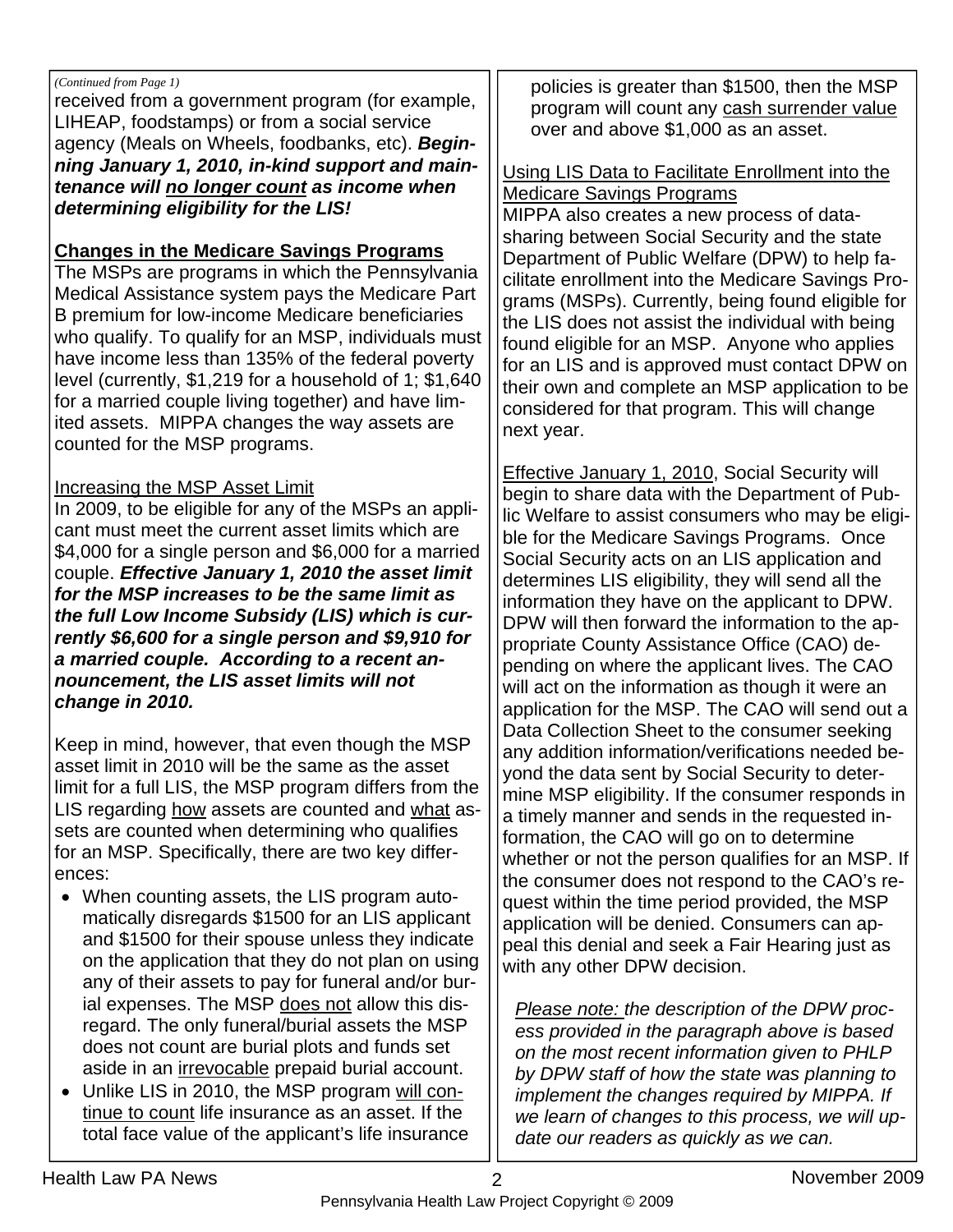*(Continued from Page 1)*

received from a government program (for example, LIHEAP, foodstamps) or from a social service agency (Meals on Wheels, foodbanks, etc). ***Beginning January 1, 2010, in-kind support and maintenance will <u>no longer count</u> as income when determining eligibility for the LIS!***

**<u>Changes in the Medicare Savings Programs</u>**

The MSPs are programs in which the Pennsylvania Medical Assistance system pays the Medicare Part B premium for low-income Medicare beneficiaries who qualify. To qualify for an MSP, individuals must have income less than 135% of the federal poverty level (currently, $1,219 for a household of 1; $1,640 for a married couple living together) and have limited assets. MIPPA changes the way assets are counted for the MSP programs.

<u>Increasing the MSP Asset Limit</u>

In 2009, to be eligible for any of the MSPs an applicant must meet the current asset limits which are $4,000 for a single person and $6,000 for a married couple. ***Effective January 1, 2010 the asset limit for the MSP increases to be the same limit as the full Low Income Subsidy (LIS) which is currently $6,600 for a single person and $9,910 for a married couple. According to a recent announcement, the LIS asset limits will not change in 2010.***

Keep in mind, however, that even though the MSP asset limit in 2010 will be the same as the asset limit for a full LIS, the MSP program differs from the LIS regarding <u>how</u> assets are counted and <u>what</u> assets are counted when determining who qualifies for an MSP. Specifically, there are two key differences:

- When counting assets, the LIS program automatically disregards $1500 for an LIS applicant and $1500 for their spouse unless they indicate on the application that they do not plan on using any of their assets to pay for funeral and/or burial expenses. The MSP <u>does not</u> allow this disregard. The only funeral/burial assets the MSP does not count are burial plots and funds set aside in an <u>irrevocable</u> prepaid burial account.
- Unlike LIS in 2010, the MSP program <u>will continue to count</u> life insurance as an asset. If the total face value of the applicant's life insurance policies is greater than $1500, then the MSP program will count any <u>cash surrender value</u> over and above $1,000 as an asset.

<u>Using LIS Data to Facilitate Enrollment into the Medicare Savings Programs</u>

MIPPA also creates a new process of data-sharing between Social Security and the state Department of Public Welfare (DPW) to help facilitate enrollment into the Medicare Savings Programs (MSPs). Currently, being found eligible for the LIS does not assist the individual with being found eligible for an MSP. Anyone who applies for an LIS and is approved must contact DPW on their own and complete an MSP application to be considered for that program. This will change next year.

<u>Effective January 1, 2010</u>, Social Security will begin to share data with the Department of Public Welfare to assist consumers who may be eligible for the Medicare Savings Programs. Once Social Security acts on an LIS application and determines LIS eligibility, they will send all the information they have on the applicant to DPW. DPW will then forward the information to the appropriate County Assistance Office (CAO) depending on where the applicant lives. The CAO will act on the information as though it were an application for the MSP. The CAO will send out a Data Collection Sheet to the consumer seeking any addition information/verifications needed beyond the data sent by Social Security to determine MSP eligibility. If the consumer responds in a timely manner and sends in the requested information, the CAO will go on to determine whether or not the person qualifies for an MSP. If the consumer does not respond to the CAO's request within the time period provided, the MSP application will be denied. Consumers can appeal this denial and seek a Fair Hearing just as with any other DPW decision.

*<u>Please note:</u> the description of the DPW process provided in the paragraph above is based on the most recent information given to PHLP by DPW staff of how the state was planning to implement the changes required by MIPPA. If we learn of changes to this process, we will update our readers as quickly as we can.*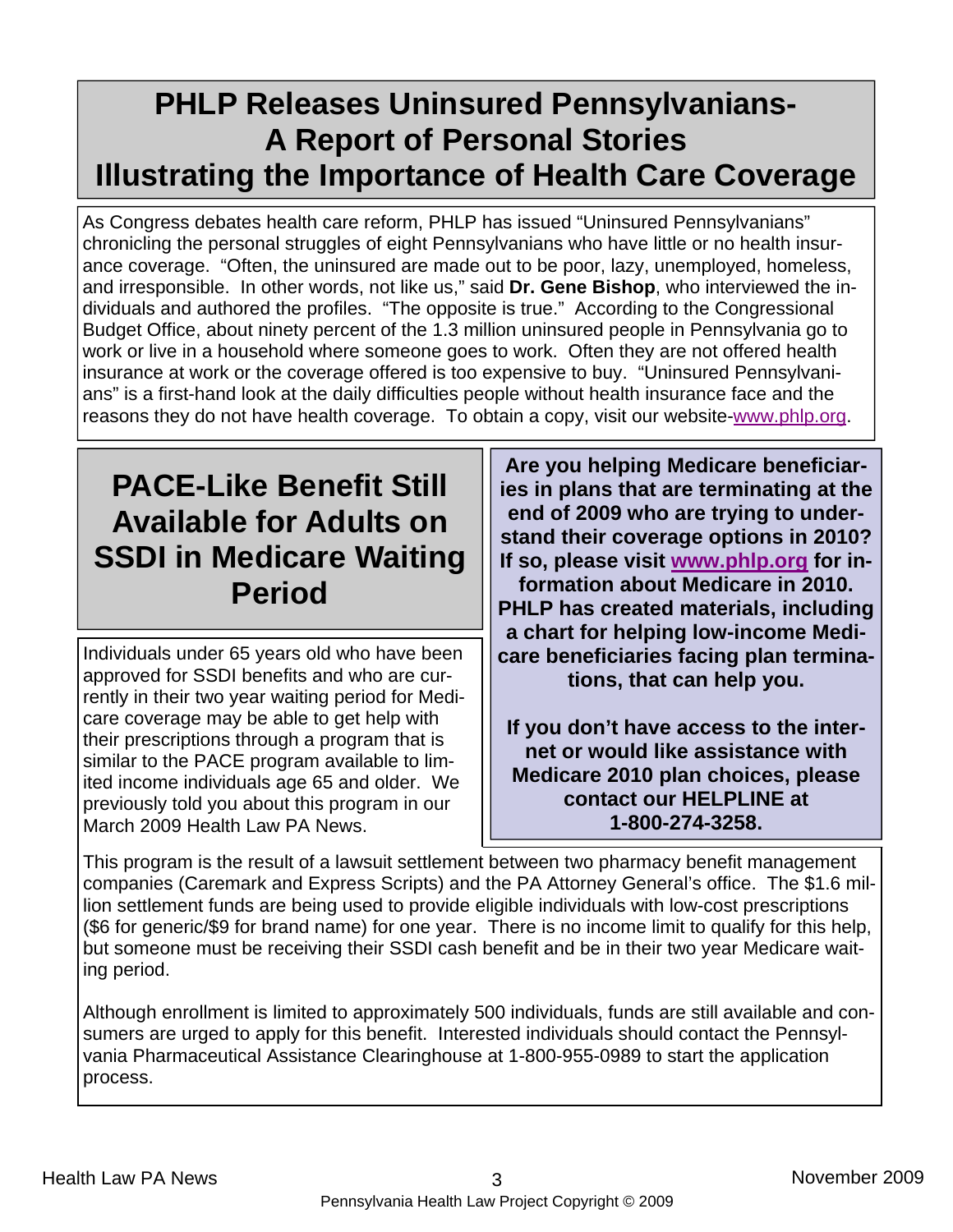## PHLP Releases Uninsured Pennsylvanians- A Report of Personal Stories Illustrating the Importance of Health Care Coverage

As Congress debates health care reform, PHLP has issued "Uninsured Pennsylvanians" chronicling the personal struggles of eight Pennsylvanians who have little or no health insurance coverage. "Often, the uninsured are made out to be poor, lazy, unemployed, homeless, and irresponsible. In other words, not like us," said **Dr. Gene Bishop**, who interviewed the individuals and authored the profiles. "The opposite is true." According to the Congressional Budget Office, about ninety percent of the 1.3 million uninsured people in Pennsylvania go to work or live in a household where someone goes to work. Often they are not offered health insurance at work or the coverage offered is too expensive to buy. "Uninsured Pennsylvanians" is a first-hand look at the daily difficulties people without health insurance face and the reasons they do not have health coverage. To obtain a copy, visit our website-www.phlp.org.

## PACE-Like Benefit Still Available for Adults on SSDI in Medicare Waiting Period

Individuals under 65 years old who have been approved for SSDI benefits and who are currently in their two year waiting period for Medicare coverage may be able to get help with their prescriptions through a program that is similar to the PACE program available to limited income individuals age 65 and older. We previously told you about this program in our March 2009 Health Law PA News.

This program is the result of a lawsuit settlement between two pharmacy benefit management companies (Caremark and Express Scripts) and the PA Attorney General's office. The $1.6 million settlement funds are being used to provide eligible individuals with low-cost prescriptions ($6 for generic/$9 for brand name) for one year. There is no income limit to qualify for this help, but someone must be receiving their SSDI cash benefit and be in their two year Medicare waiting period.

Although enrollment is limited to approximately 500 individuals, funds are still available and consumers are urged to apply for this benefit. Interested individuals should contact the Pennsylvania Pharmaceutical Assistance Clearinghouse at 1-800-955-0989 to start the application process.

**Are you helping Medicare beneficiaries in plans that are terminating at the end of 2009 who are trying to understand their coverage options in 2010? If so, please visit www.phlp.org for information about Medicare in 2010. PHLP has created materials, including a chart for helping low-income Medicare beneficiaries facing plan terminations, that can help you.**

**If you don't have access to the internet or would like assistance with Medicare 2010 plan choices, please contact our HELPLINE at 1-800-274-3258.**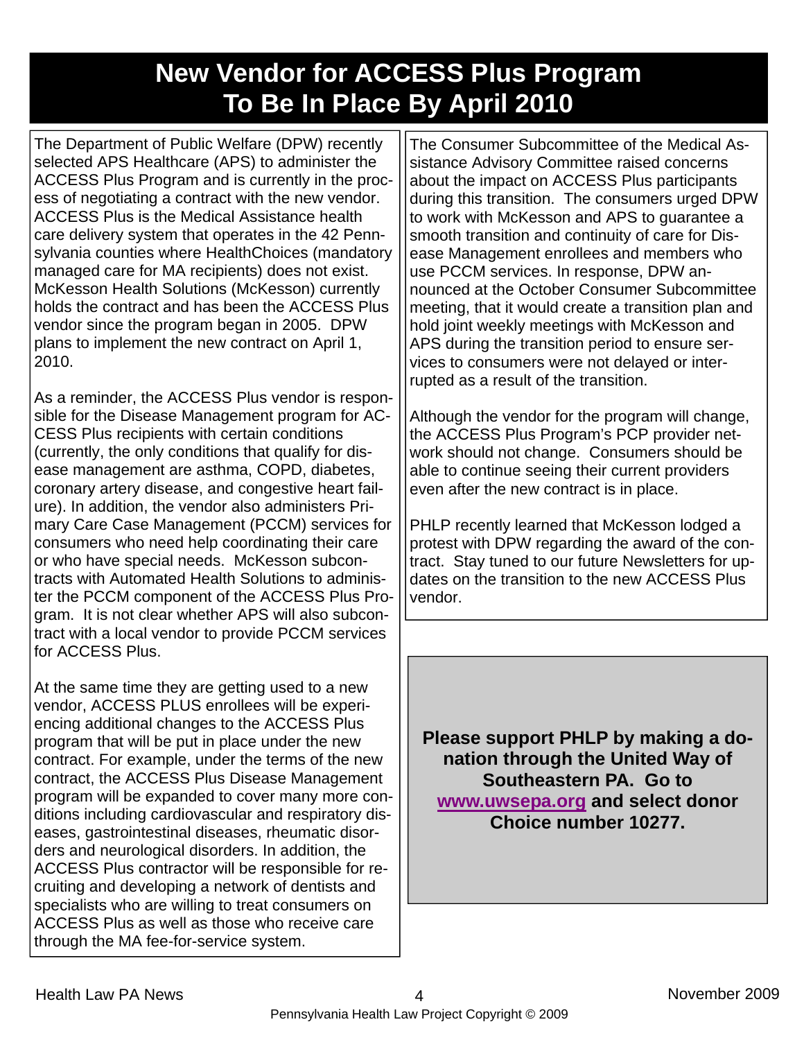# New Vendor for ACCESS Plus Program To Be In Place By April 2010

The Department of Public Welfare (DPW) recently selected APS Healthcare (APS) to administer the ACCESS Plus Program and is currently in the process of negotiating a contract with the new vendor. ACCESS Plus is the Medical Assistance health care delivery system that operates in the 42 Pennsylvania counties where HealthChoices (mandatory managed care for MA recipients) does not exist. McKesson Health Solutions (McKesson) currently holds the contract and has been the ACCESS Plus vendor since the program began in 2005. DPW plans to implement the new contract on April 1, 2010.

As a reminder, the ACCESS Plus vendor is responsible for the Disease Management program for ACCESS Plus recipients with certain conditions (currently, the only conditions that qualify for disease management are asthma, COPD, diabetes, coronary artery disease, and congestive heart failure). In addition, the vendor also administers Primary Care Case Management (PCCM) services for consumers who need help coordinating their care or who have special needs. McKesson subcontracts with Automated Health Solutions to administer the PCCM component of the ACCESS Plus Program. It is not clear whether APS will also subcontract with a local vendor to provide PCCM services for ACCESS Plus.

At the same time they are getting used to a new vendor, ACCESS PLUS enrollees will be experiencing additional changes to the ACCESS Plus program that will be put in place under the new contract. For example, under the terms of the new contract, the ACCESS Plus Disease Management program will be expanded to cover many more conditions including cardiovascular and respiratory diseases, gastrointestinal diseases, rheumatic disorders and neurological disorders. In addition, the ACCESS Plus contractor will be responsible for recruiting and developing a network of dentists and specialists who are willing to treat consumers on ACCESS Plus as well as those who receive care through the MA fee-for-service system.

The Consumer Subcommittee of the Medical Assistance Advisory Committee raised concerns about the impact on ACCESS Plus participants during this transition. The consumers urged DPW to work with McKesson and APS to guarantee a smooth transition and continuity of care for Disease Management enrollees and members who use PCCM services. In response, DPW announced at the October Consumer Subcommittee meeting, that it would create a transition plan and hold joint weekly meetings with McKesson and APS during the transition period to ensure services to consumers were not delayed or interrupted as a result of the transition.

Although the vendor for the program will change, the ACCESS Plus Program's PCP provider network should not change. Consumers should be able to continue seeing their current providers even after the new contract is in place.

PHLP recently learned that McKesson lodged a protest with DPW regarding the award of the contract. Stay tuned to our future Newsletters for updates on the transition to the new ACCESS Plus vendor.

**Please support PHLP by making a donation through the United Way of Southeastern PA. Go to [www.uwsepa.org](http://www.uwsepa.org) and select donor Choice number 10277.**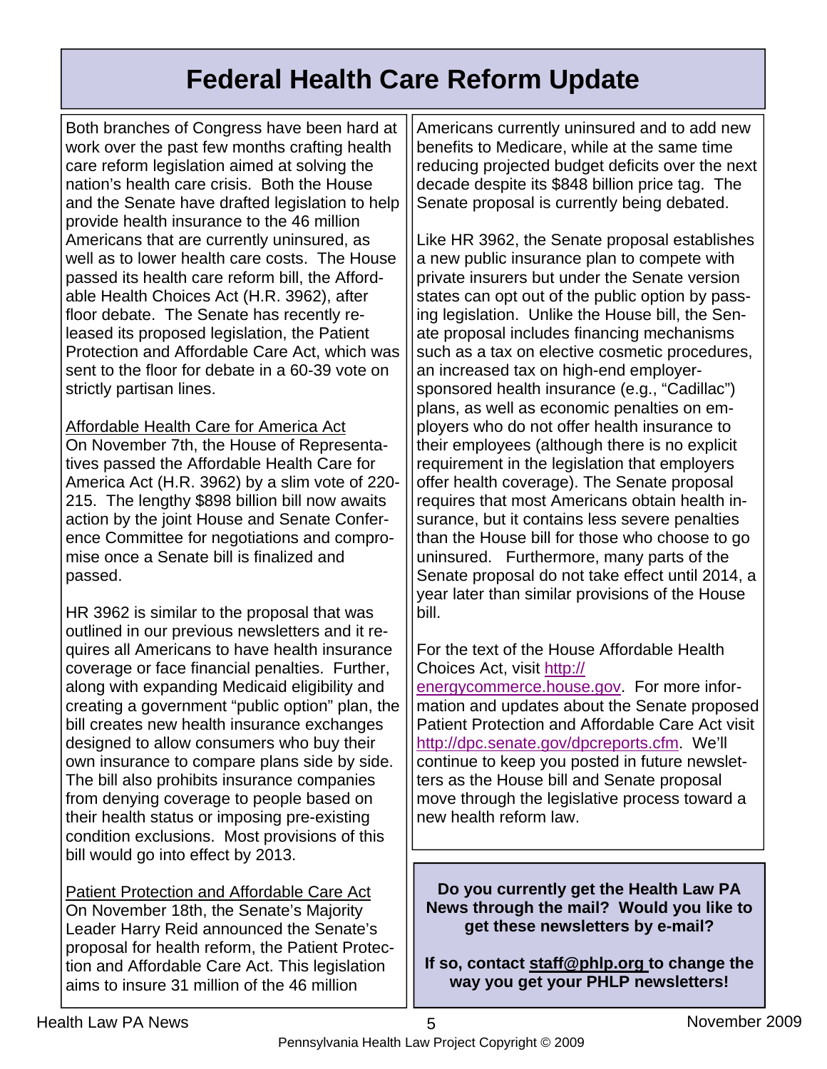# Federal Health Care Reform Update

Both branches of Congress have been hard at work over the past few months crafting health care reform legislation aimed at solving the nation's health care crisis. Both the House and the Senate have drafted legislation to help provide health insurance to the 46 million Americans that are currently uninsured, as well as to lower health care costs. The House passed its health care reform bill, the Affordable Health Choices Act (H.R. 3962), after floor debate. The Senate has recently released its proposed legislation, the Patient Protection and Affordable Care Act, which was sent to the floor for debate in a 60-39 vote on strictly partisan lines.

Affordable Health Care for America Act

On November 7th, the House of Representatives passed the Affordable Health Care for America Act (H.R. 3962) by a slim vote of 220-215. The lengthy $898 billion bill now awaits action by the joint House and Senate Conference Committee for negotiations and compromise once a Senate bill is finalized and passed.

HR 3962 is similar to the proposal that was outlined in our previous newsletters and it requires all Americans to have health insurance coverage or face financial penalties. Further, along with expanding Medicaid eligibility and creating a government "public option" plan, the bill creates new health insurance exchanges designed to allow consumers who buy their own insurance to compare plans side by side. The bill also prohibits insurance companies from denying coverage to people based on their health status or imposing pre-existing condition exclusions. Most provisions of this bill would go into effect by 2013.

Patient Protection and Affordable Care Act

On November 18th, the Senate's Majority Leader Harry Reid announced the Senate's proposal for health reform, the Patient Protection and Affordable Care Act. This legislation aims to insure 31 million of the 46 million Americans currently uninsured and to add new benefits to Medicare, while at the same time reducing projected budget deficits over the next decade despite its $848 billion price tag. The Senate proposal is currently being debated.

Like HR 3962, the Senate proposal establishes a new public insurance plan to compete with private insurers but under the Senate version states can opt out of the public option by passing legislation. Unlike the House bill, the Senate proposal includes financing mechanisms such as a tax on elective cosmetic procedures, an increased tax on high-end employer-sponsored health insurance (e.g., "Cadillac") plans, as well as economic penalties on employers who do not offer health insurance to their employees (although there is no explicit requirement in the legislation that employers offer health coverage). The Senate proposal requires that most Americans obtain health insurance, but it contains less severe penalties than the House bill for those who choose to go uninsured. Furthermore, many parts of the Senate proposal do not take effect until 2014, a year later than similar provisions of the House bill.

For the text of the House Affordable Health Choices Act, visit http://energycommerce.house.gov. For more information and updates about the Senate proposed Patient Protection and Affordable Care Act visit http://dpc.senate.gov/dpcreports.cfm. We'll continue to keep you posted in future newsletters as the House bill and Senate proposal move through the legislative process toward a new health reform law.

**Do you currently get the Health Law PA News through the mail? Would you like to get these newsletters by e-mail?**

**If so, contact staff@phlp.org to change the way you get your PHLP newsletters!**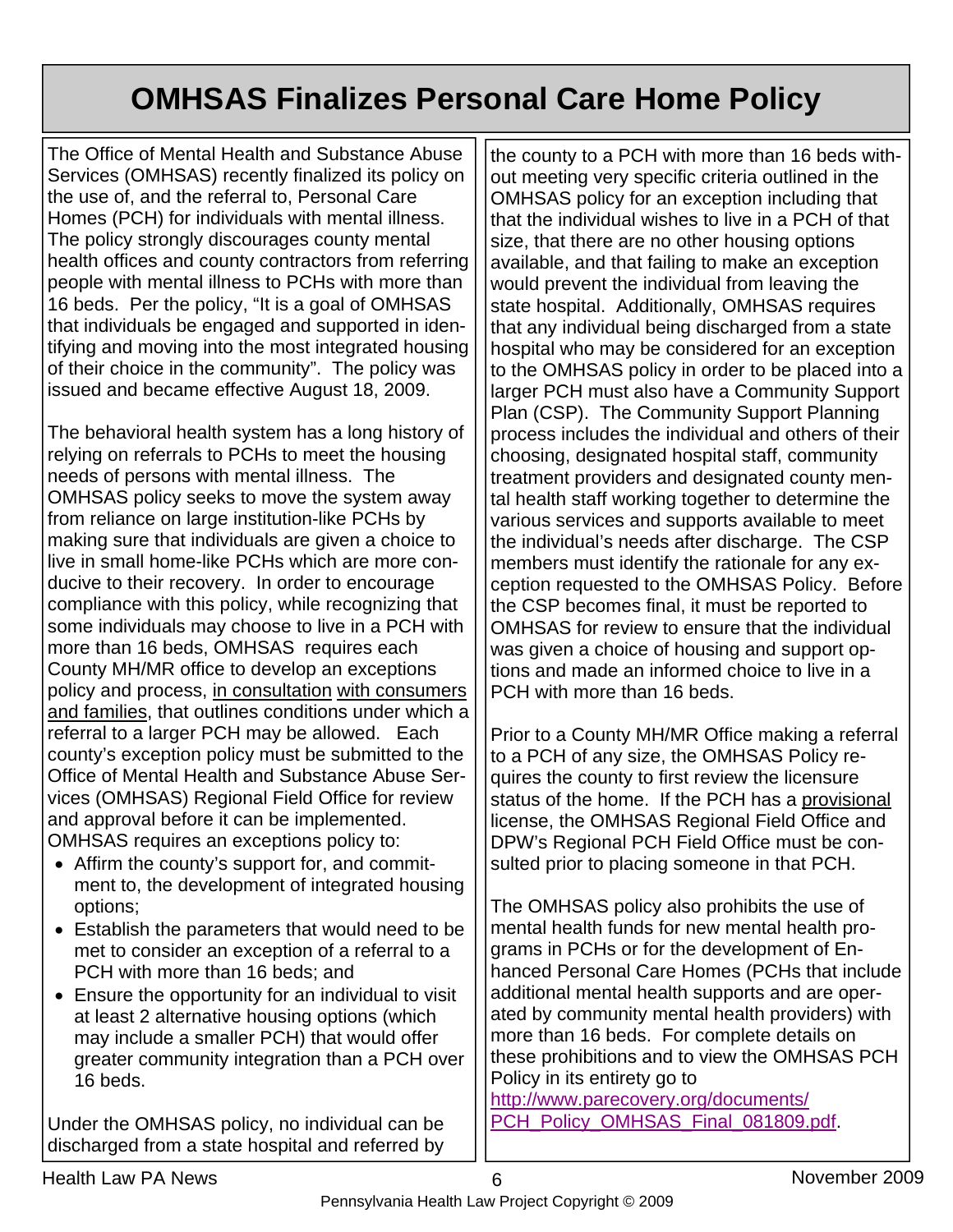# OMHSAS Finalizes Personal Care Home Policy

The Office of Mental Health and Substance Abuse Services (OMHSAS) recently finalized its policy on the use of, and the referral to, Personal Care Homes (PCH) for individuals with mental illness. The policy strongly discourages county mental health offices and county contractors from referring people with mental illness to PCHs with more than 16 beds. Per the policy, "It is a goal of OMHSAS that individuals be engaged and supported in identifying and moving into the most integrated housing of their choice in the community". The policy was issued and became effective August 18, 2009.

The behavioral health system has a long history of relying on referrals to PCHs to meet the housing needs of persons with mental illness. The OMHSAS policy seeks to move the system away from reliance on large institution-like PCHs by making sure that individuals are given a choice to live in small home-like PCHs which are more conducive to their recovery. In order to encourage compliance with this policy, while recognizing that some individuals may choose to live in a PCH with more than 16 beds, OMHSAS requires each County MH/MR office to develop an exceptions policy and process, <u>in consultation</u> <u>with consumers and families</u>, that outlines conditions under which a referral to a larger PCH may be allowed. Each county's exception policy must be submitted to the Office of Mental Health and Substance Abuse Services (OMHSAS) Regional Field Office for review and approval before it can be implemented. OMHSAS requires an exceptions policy to:

- Affirm the county's support for, and commitment to, the development of integrated housing options;
- Establish the parameters that would need to be met to consider an exception of a referral to a PCH with more than 16 beds; and
- Ensure the opportunity for an individual to visit at least 2 alternative housing options (which may include a smaller PCH) that would offer greater community integration than a PCH over 16 beds.

Under the OMHSAS policy, no individual can be discharged from a state hospital and referred by the county to a PCH with more than 16 beds without meeting very specific criteria outlined in the OMHSAS policy for an exception including that that the individual wishes to live in a PCH of that size, that there are no other housing options available, and that failing to make an exception would prevent the individual from leaving the state hospital. Additionally, OMHSAS requires that any individual being discharged from a state hospital who may be considered for an exception to the OMHSAS policy in order to be placed into a larger PCH must also have a Community Support Plan (CSP). The Community Support Planning process includes the individual and others of their choosing, designated hospital staff, community treatment providers and designated county mental health staff working together to determine the various services and supports available to meet the individual's needs after discharge. The CSP members must identify the rationale for any exception requested to the OMHSAS Policy. Before the CSP becomes final, it must be reported to OMHSAS for review to ensure that the individual was given a choice of housing and support options and made an informed choice to live in a PCH with more than 16 beds.

Prior to a County MH/MR Office making a referral to a PCH of any size, the OMHSAS Policy requires the county to first review the licensure status of the home. If the PCH has a <u>provisional</u> license, the OMHSAS Regional Field Office and DPW's Regional PCH Field Office must be consulted prior to placing someone in that PCH.

The OMHSAS policy also prohibits the use of mental health funds for new mental health programs in PCHs or for the development of Enhanced Personal Care Homes (PCHs that include additional mental health supports and are operated by community mental health providers) with more than 16 beds. For complete details on these prohibitions and to view the OMHSAS PCH Policy in its entirety go to http://www.parecovery.org/documents/PCH_Policy_OMHSAS_Final_081809.pdf.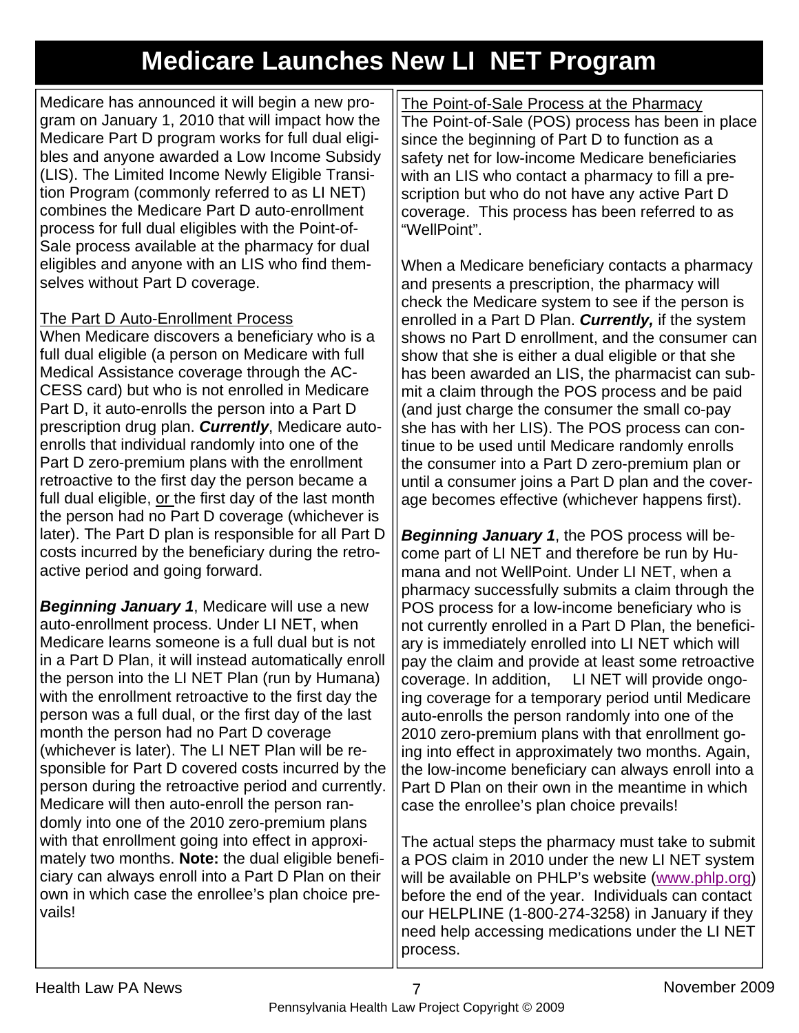# Medicare Launches New LI NET Program

Medicare has announced it will begin a new program on January 1, 2010 that will impact how the Medicare Part D program works for full dual eligibles and anyone awarded a Low Income Subsidy (LIS). The Limited Income Newly Eligible Transition Program (commonly referred to as LI NET) combines the Medicare Part D auto-enrollment process for full dual eligibles with the Point-of-Sale process available at the pharmacy for dual eligibles and anyone with an LIS who find themselves without Part D coverage.

## The Part D Auto-Enrollment Process

When Medicare discovers a beneficiary who is a full dual eligible (a person on Medicare with full Medical Assistance coverage through the ACCESS card) but who is not enrolled in Medicare Part D, it auto-enrolls the person into a Part D prescription drug plan. ***Currently***, Medicare auto-enrolls that individual randomly into one of the Part D zero-premium plans with the enrollment retroactive to the first day the person became a full dual eligible, or the first day of the last month the person had no Part D coverage (whichever is later). The Part D plan is responsible for all Part D costs incurred by the beneficiary during the retroactive period and going forward.

***Beginning January 1***, Medicare will use a new auto-enrollment process. Under LI NET, when Medicare learns someone is a full dual but is not in a Part D Plan, it will instead automatically enroll the person into the LI NET Plan (run by Humana) with the enrollment retroactive to the first day the person was a full dual, or the first day of the last month the person had no Part D coverage (whichever is later). The LI NET Plan will be responsible for Part D covered costs incurred by the person during the retroactive period and currently. Medicare will then auto-enroll the person randomly into one of the 2010 zero-premium plans with that enrollment going into effect in approximately two months. **Note:** the dual eligible beneficiary can always enroll into a Part D Plan on their own in which case the enrollee's plan choice prevails!

## The Point-of-Sale Process at the Pharmacy

The Point-of-Sale (POS) process has been in place since the beginning of Part D to function as a safety net for low-income Medicare beneficiaries with an LIS who contact a pharmacy to fill a prescription but who do not have any active Part D coverage. This process has been referred to as "WellPoint".

When a Medicare beneficiary contacts a pharmacy and presents a prescription, the pharmacy will check the Medicare system to see if the person is enrolled in a Part D Plan. ***Currently,*** if the system shows no Part D enrollment, and the consumer can show that she is either a dual eligible or that she has been awarded an LIS, the pharmacist can submit a claim through the POS process and be paid (and just charge the consumer the small co-pay she has with her LIS). The POS process can continue to be used until Medicare randomly enrolls the consumer into a Part D zero-premium plan or until a consumer joins a Part D plan and the coverage becomes effective (whichever happens first).

***Beginning January 1***, the POS process will become part of LI NET and therefore be run by Humana and not WellPoint. Under LI NET, when a pharmacy successfully submits a claim through the POS process for a low-income beneficiary who is not currently enrolled in a Part D Plan, the beneficiary is immediately enrolled into LI NET which will pay the claim and provide at least some retroactive coverage. In addition, LI NET will provide ongoing coverage for a temporary period until Medicare auto-enrolls the person randomly into one of the 2010 zero-premium plans with that enrollment going into effect in approximately two months. Again, the low-income beneficiary can always enroll into a Part D Plan on their own in the meantime in which case the enrollee's plan choice prevails!

The actual steps the pharmacy must take to submit a POS claim in 2010 under the new LI NET system will be available on PHLP's website (www.phlp.org) before the end of the year. Individuals can contact our HELPLINE (1-800-274-3258) in January if they need help accessing medications under the LI NET process.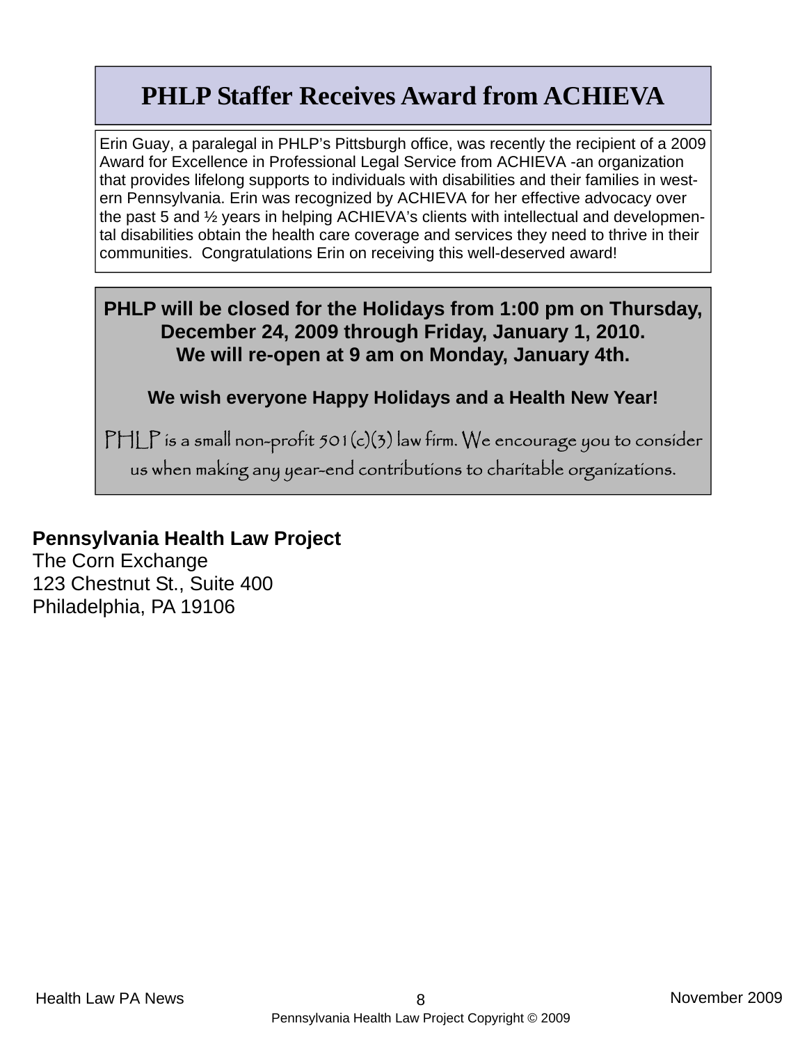## PHLP Staffer Receives Award from ACHIEVA

Erin Guay, a paralegal in PHLP's Pittsburgh office, was recently the recipient of a 2009 Award for Excellence in Professional Legal Service from ACHIEVA -an organization that provides lifelong supports to individuals with disabilities and their families in western Pennsylvania. Erin was recognized by ACHIEVA for her effective advocacy over the past 5 and ½ years in helping ACHIEVA's clients with intellectual and developmental disabilities obtain the health care coverage and services they need to thrive in their communities. Congratulations Erin on receiving this well-deserved award!

**PHLP will be closed for the Holidays from 1:00 pm on Thursday, December 24, 2009 through Friday, January 1, 2010.**
**We will re-open at 9 am on Monday, January 4th.**

**We wish everyone Happy Holidays and a Health New Year!**

PHLP is a small non-profit 501(c)(3) law firm. We encourage you to consider us when making any year-end contributions to charitable organizations.

**Pennsylvania Health Law Project**
The Corn Exchange
123 Chestnut St., Suite 400
Philadelphia, PA 19106